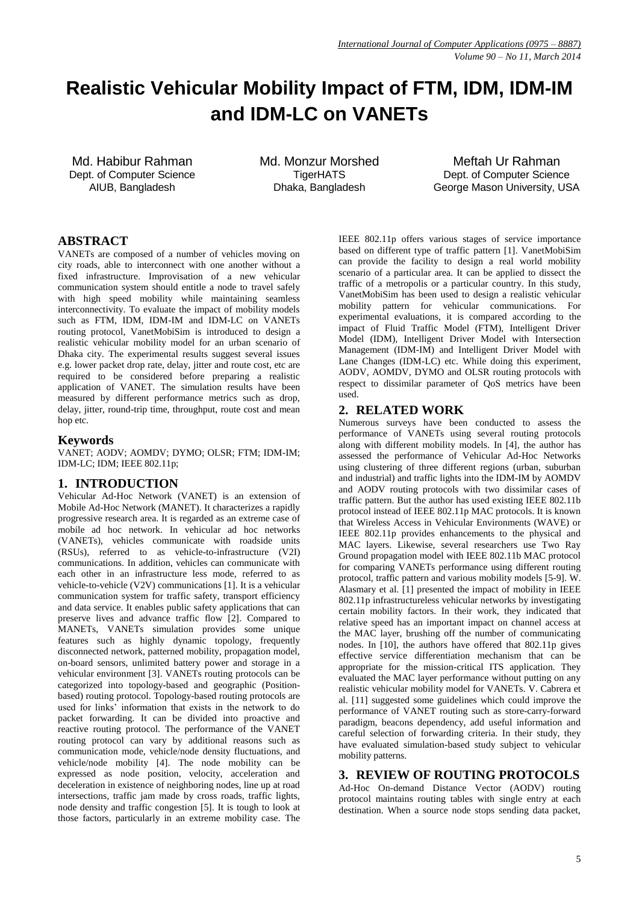# Realistic Vehicular Mobility Impact of FTM, IDM, IDM-IM and IDM-LC on VANETs

Md. Habibur Rahman
Dept. of Computer Science
AIUB, Bangladesh

Md. Monzur Morshed
TigerHATS
Dhaka, Bangladesh

Meftah Ur Rahman
Dept. of Computer Science
George Mason University, USA

## ABSTRACT

VANETs are composed of a number of vehicles moving on city roads, able to interconnect with one another without a fixed infrastructure. Improvisation of a new vehicular communication system should entitle a node to travel safely with high speed mobility while maintaining seamless interconnectivity. To evaluate the impact of mobility models such as FTM, IDM, IDM-IM and IDM-LC on VANETs routing protocol, VanetMobiSim is introduced to design a realistic vehicular mobility model for an urban scenario of Dhaka city. The experimental results suggest several issues e.g. lower packet drop rate, delay, jitter and route cost, etc are required to be considered before preparing a realistic application of VANET. The simulation results have been measured by different performance metrics such as drop, delay, jitter, round-trip time, throughput, route cost and mean hop etc.

### Keywords

VANET; AODV; AOMDV; DYMO; OLSR; FTM; IDM-IM; IDM-LC; IDM; IEEE 802.11p;

## 1. INTRODUCTION

Vehicular Ad-Hoc Network (VANET) is an extension of Mobile Ad-Hoc Network (MANET). It characterizes a rapidly progressive research area. It is regarded as an extreme case of mobile ad hoc network. In vehicular ad hoc networks (VANETs), vehicles communicate with roadside units (RSUs), referred to as vehicle-to-infrastructure (V2I) communications. In addition, vehicles can communicate with each other in an infrastructure less mode, referred to as vehicle-to-vehicle (V2V) communications [1]. It is a vehicular communication system for traffic safety, transport efficiency and data service. It enables public safety applications that can preserve lives and advance traffic flow [2]. Compared to MANETs, VANETs simulation provides some unique features such as highly dynamic topology, frequently disconnected network, patterned mobility, propagation model, on-board sensors, unlimited battery power and storage in a vehicular environment [3]. VANETs routing protocols can be categorized into topology-based and geographic (Position-based) routing protocol. Topology-based routing protocols are used for links' information that exists in the network to do packet forwarding. It can be divided into proactive and reactive routing protocol. The performance of the VANET routing protocol can vary by additional reasons such as communication mode, vehicle/node density fluctuations, and vehicle/node mobility [4]. The node mobility can be expressed as node position, velocity, acceleration and deceleration in existence of neighboring nodes, line up at road intersections, traffic jam made by cross roads, traffic lights, node density and traffic congestion [5]. It is tough to look at those factors, particularly in an extreme mobility case. The IEEE 802.11p offers various stages of service importance based on different type of traffic pattern [1]. VanetMobiSim can provide the facility to design a real world mobility scenario of a particular area. It can be applied to dissect the traffic of a metropolis or a particular country. In this study, VanetMobiSim has been used to design a realistic vehicular mobility pattern for vehicular communications. For experimental evaluations, it is compared according to the impact of Fluid Traffic Model (FTM), Intelligent Driver Model (IDM), Intelligent Driver Model with Intersection Management (IDM-IM) and Intelligent Driver Model with Lane Changes (IDM-LC) etc. While doing this experiment, AODV, AOMDV, DYMO and OLSR routing protocols with respect to dissimilar parameter of QoS metrics have been used.

## 2. RELATED WORK

Numerous surveys have been conducted to assess the performance of VANETs using several routing protocols along with different mobility models. In [4], the author has assessed the performance of Vehicular Ad-Hoc Networks using clustering of three different regions (urban, suburban and industrial) and traffic lights into the IDM-IM by AOMDV and AODV routing protocols with two dissimilar cases of traffic pattern. But the author has used existing IEEE 802.11b protocol instead of IEEE 802.11p MAC protocols. It is known that Wireless Access in Vehicular Environments (WAVE) or IEEE 802.11p provides enhancements to the physical and MAC layers. Likewise, several researchers use Two Ray Ground propagation model with IEEE 802.11b MAC protocol for comparing VANETs performance using different routing protocol, traffic pattern and various mobility models [5-9]. W. Alasmary et al. [1] presented the impact of mobility in IEEE 802.11p infrastructureless vehicular networks by investigating certain mobility factors. In their work, they indicated that relative speed has an important impact on channel access at the MAC layer, brushing off the number of communicating nodes. In [10], the authors have offered that 802.11p gives effective service differentiation mechanism that can be appropriate for the mission-critical ITS application. They evaluated the MAC layer performance without putting on any realistic vehicular mobility model for VANETs. V. Cabrera et al. [11] suggested some guidelines which could improve the performance of VANET routing such as store-carry-forward paradigm, beacons dependency, add useful information and careful selection of forwarding criteria. In their study, they have evaluated simulation-based study subject to vehicular mobility patterns.

## 3. REVIEW OF ROUTING PROTOCOLS

Ad-Hoc On-demand Distance Vector (AODV) routing protocol maintains routing tables with single entry at each destination. When a source node stops sending data packet,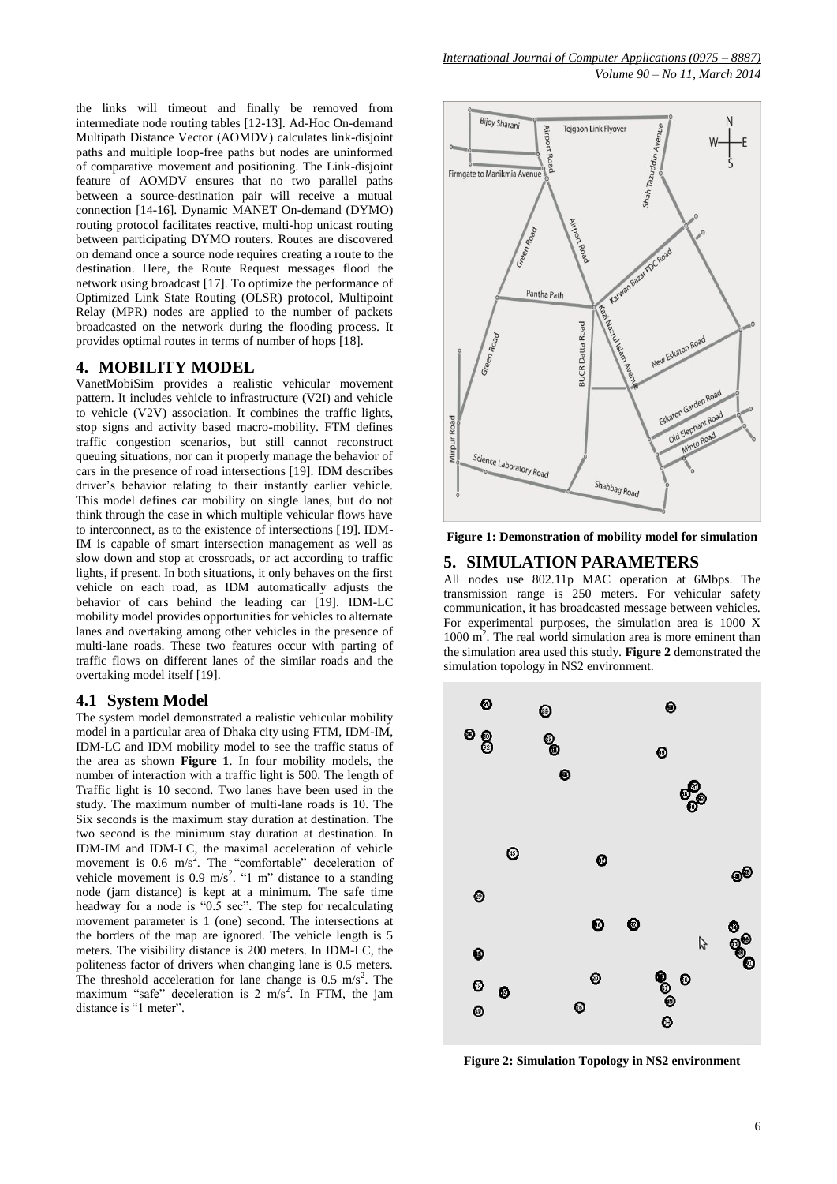the links will timeout and finally be removed from intermediate node routing tables [12-13]. Ad-Hoc On-demand Multipath Distance Vector (AOMDV) calculates link-disjoint paths and multiple loop-free paths but nodes are uninformed of comparative movement and positioning. The Link-disjoint feature of AOMDV ensures that no two parallel paths between a source-destination pair will receive a mutual connection [14-16]. Dynamic MANET On-demand (DYMO) routing protocol facilitates reactive, multi-hop unicast routing between participating DYMO routers. Routes are discovered on demand once a source node requires creating a route to the destination. Here, the Route Request messages flood the network using broadcast [17]. To optimize the performance of Optimized Link State Routing (OLSR) protocol, Multipoint Relay (MPR) nodes are applied to the number of packets broadcasted on the network during the flooding process. It provides optimal routes in terms of number of hops [18].

## 4. MOBILITY MODEL

VanetMobiSim provides a realistic vehicular movement pattern. It includes vehicle to infrastructure (V2I) and vehicle to vehicle (V2V) association. It combines the traffic lights, stop signs and activity based macro-mobility. FTM defines traffic congestion scenarios, but still cannot reconstruct queuing situations, nor can it properly manage the behavior of cars in the presence of road intersections [19]. IDM describes driver's behavior relating to their instantly earlier vehicle. This model defines car mobility on single lanes, but do not think through the case in which multiple vehicular flows have to interconnect, as to the existence of intersections [19]. IDM-IM is capable of smart intersection management as well as slow down and stop at crossroads, or act according to traffic lights, if present. In both situations, it only behaves on the first vehicle on each road, as IDM automatically adjusts the behavior of cars behind the leading car [19]. IDM-LC mobility model provides opportunities for vehicles to alternate lanes and overtaking among other vehicles in the presence of multi-lane roads. These two features occur with parting of traffic flows on different lanes of the similar roads and the overtaking model itself [19].

### 4.1 System Model

The system model demonstrated a realistic vehicular mobility model in a particular area of Dhaka city using FTM, IDM-IM, IDM-LC and IDM mobility model to see the traffic status of the area as shown **Figure 1**. In four mobility models, the number of interaction with a traffic light is 500. The length of Traffic light is 10 second. Two lanes have been used in the study. The maximum number of multi-lane roads is 10. The Six seconds is the maximum stay duration at destination. The two second is the minimum stay duration at destination. In IDM-IM and IDM-LC, the maximal acceleration of vehicle movement is 0.6 $m/s^2$. The "comfortable" deceleration of vehicle movement is 0.9 $m/s^2$. "1 m" distance to a standing node (jam distance) is kept at a minimum. The safe time headway for a node is "0.5 sec". The step for recalculating movement parameter is 1 (one) second. The intersections at the borders of the map are ignored. The vehicle length is 5 meters. The visibility distance is 200 meters. In IDM-LC, the politeness factor of drivers when changing lane is 0.5 meters. The threshold acceleration for lane change is 0.5 $m/s^2$. The maximum "safe" deceleration is 2 $m/s^2$. In FTM, the jam distance is "1 meter".

**Figure 1: Demonstration of mobility model for simulation**

## 5. SIMULATION PARAMETERS

All nodes use 802.11p MAC operation at 6Mbps. The transmission range is 250 meters. For vehicular safety communication, it has broadcasted message between vehicles. For experimental purposes, the simulation area is 1000 X 1000 $m^2$. The real world simulation area is more eminent than the simulation area used this study. **Figure 2** demonstrated the simulation topology in NS2 environment.

**Figure 2: Simulation Topology in NS2 environment**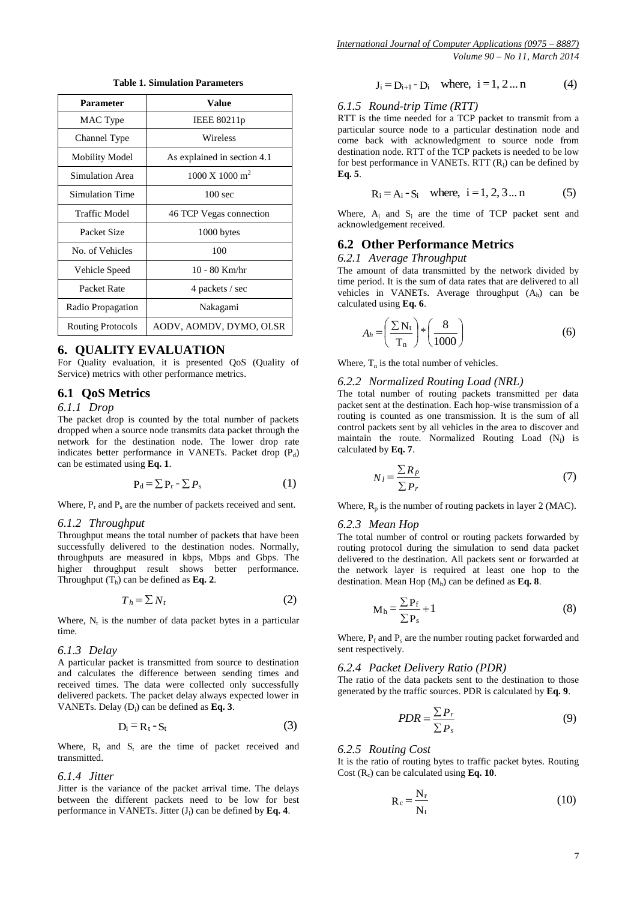**Table 1. Simulation Parameters**

| Parameter | Value |
|---|---|
| MAC Type | IEEE 80211p |
| Channel Type | Wireless |
| Mobility Model | As explained in section 4.1 |
| Simulation Area | 1000 X 1000 $m^2$ |
| Simulation Time | 100 sec |
| Traffic Model | 46 TCP Vegas connection |
| Packet Size | 1000 bytes |
| No. of Vehicles | 100 |
| Vehicle Speed | 10 - 80 Km/hr |
| Packet Rate | 4 packets / sec |
| Radio Propagation | Nakagami |
| Routing Protocols | AODV, AOMDV, DYMO, OLSR |

## 6. QUALITY EVALUATION

For Quality evaluation, it is presented QoS (Quality of Service) metrics with other performance metrics.

### 6.1 QoS Metrics

#### *6.1.1 Drop*

The packet drop is counted by the total number of packets dropped when a source node transmits data packet through the network for the destination node. The lower drop rate indicates better performance in VANETs. Packet drop ($P_d$) can be estimated using **Eq. 1**.

$$P_d = \sum P_r - \sum P_s \qquad (1)$$

Where, $P_r$ and $P_s$ are the number of packets received and sent.

#### *6.1.2 Throughput*

Throughput means the total number of packets that have been successfully delivered to the destination nodes. Normally, throughputs are measured in kbps, Mbps and Gbps. The higher throughput result shows better performance. Throughput ($T_h$) can be defined as **Eq. 2**.

$$T_h = \sum N_t \qquad (2)$$

Where, $N_t$ is the number of data packet bytes in a particular time.

#### *6.1.3 Delay*

A particular packet is transmitted from source to destination and calculates the difference between sending times and received times. The data were collected only successfully delivered packets. The packet delay always expected lower in VANETs. Delay ($D_i$) can be defined as **Eq. 3**.

$$D_i = R_t - S_t \qquad (3)$$

Where, $R_t$ and $S_t$ are the time of packet received and transmitted.

#### *6.1.4 Jitter*

Jitter is the variance of the packet arrival time. The delays between the different packets need to be low for best performance in VANETs. Jitter ($J_i$) can be defined by **Eq. 4**.

$$J_i = D_{i+1} - D_i \quad \text{where, } i = 1, 2 \ldots n \qquad (4)$$

#### *6.1.5 Round-trip Time (RTT)*

RTT is the time needed for a TCP packet to transmit from a particular source node to a particular destination node and come back with acknowledgment to source node from destination node. RTT of the TCP packets is needed to be low for best performance in VANETs. RTT ($R_i$) can be defined by **Eq. 5**.

$$R_i = A_i - S_i \quad \text{where, } i = 1, 2, 3 \ldots n \qquad (5)$$

Where, $A_i$ and $S_i$ are the time of TCP packet sent and acknowledgement received.

### 6.2 Other Performance Metrics

#### *6.2.1 Average Throughput*

The amount of data transmitted by the network divided by time period. It is the sum of data rates that are delivered to all vehicles in VANETs. Average throughput ($A_h$) can be calculated using **Eq. 6**.

$$A_h = \left( \frac{\sum N_t}{T_n} \right) * \left( \frac{8}{1000} \right) \qquad (6)$$

Where, $T_n$ is the total number of vehicles.

#### *6.2.2 Normalized Routing Load (NRL)*

The total number of routing packets transmitted per data packet sent at the destination. Each hop-wise transmission of a routing is counted as one transmission. It is the sum of all control packets sent by all vehicles in the area to discover and maintain the route. Normalized Routing Load ($N_l$) is calculated by **Eq. 7**.

$$N_l = \frac{\sum R_p}{\sum P_r} \qquad (7)$$

Where, $R_p$ is the number of routing packets in layer 2 (MAC).

#### *6.2.3 Mean Hop*

The total number of control or routing packets forwarded by routing protocol during the simulation to send data packet delivered to the destination. All packets sent or forwarded at the network layer is required at least one hop to the destination. Mean Hop ($M_h$) can be defined as **Eq. 8**.

$$M_h = \frac{\sum P_f}{\sum P_s} + 1 \qquad (8)$$

Where, $P_f$ and $P_s$ are the number routing packet forwarded and sent respectively.

#### *6.2.4 Packet Delivery Ratio (PDR)*

The ratio of the data packets sent to the destination to those generated by the traffic sources. PDR is calculated by **Eq. 9**.

$$PDR = \frac{\sum P_r}{\sum P_s} \qquad (9)$$

#### *6.2.5 Routing Cost*

It is the ratio of routing bytes to traffic packet bytes. Routing Cost ($R_c$) can be calculated using **Eq. 10**.

$$R_c = \frac{N_r}{N_t} \qquad (10)$$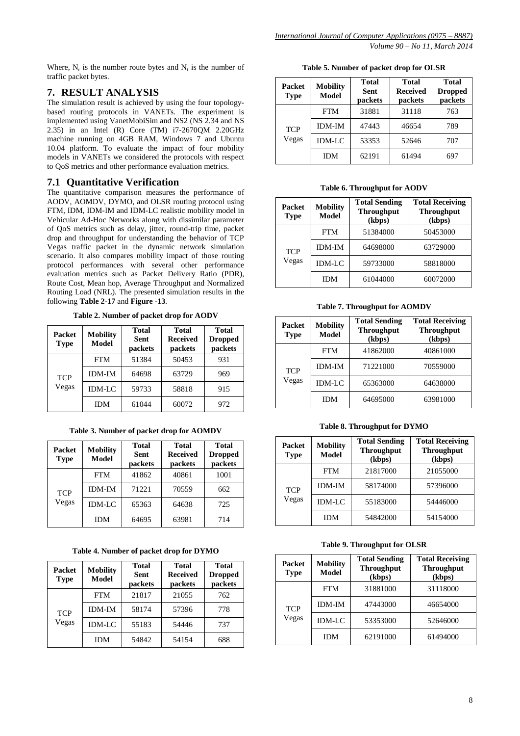Where, $N_r$ is the number route bytes and $N_t$ is the number of traffic packet bytes.

## 7. RESULT ANALYSIS

The simulation result is achieved by using the four topology-based routing protocols in VANETs. The experiment is implemented using VanetMobiSim and NS2 (NS 2.34 and NS 2.35) in an Intel (R) Core (TM) i7-2670QM 2.20GHz machine running on 4GB RAM, Windows 7 and Ubuntu 10.04 platform. To evaluate the impact of four mobility models in VANETs we considered the protocols with respect to QoS metrics and other performance evaluation metrics.

### 7.1 Quantitative Verification

The quantitative comparison measures the performance of AODV, AOMDV, DYMO, and OLSR routing protocol using FTM, IDM, IDM-IM and IDM-LC realistic mobility model in Vehicular Ad-Hoc Networks along with dissimilar parameter of QoS metrics such as delay, jitter, round-trip time, packet drop and throughput for understanding the behavior of TCP Vegas traffic packet in the dynamic network simulation scenario. It also compares mobility impact of those routing protocol performances with several other performance evaluation metrics such as Packet Delivery Ratio (PDR), Route Cost, Mean hop, Average Throughput and Normalized Routing Load (NRL). The presented simulation results in the following **Table 2-17** and **Figure -13**.

**Table 2. Number of packet drop for AODV**

| Packet Type | Mobility Model | Total Sent packets | Total Received packets | Total Dropped packets |
|---|---|---|---|---|
| TCP Vegas | FTM | 51384 | 50453 | 931 |
| | IDM-IM | 64698 | 63729 | 969 |
| | IDM-LC | 59733 | 58818 | 915 |
| | IDM | 61044 | 60072 | 972 |

**Table 3. Number of packet drop for AOMDV**

| Packet Type | Mobility Model | Total Sent packets | Total Received packets | Total Dropped packets |
|---|---|---|---|---|
| TCP Vegas | FTM | 41862 | 40861 | 1001 |
| | IDM-IM | 71221 | 70559 | 662 |
| | IDM-LC | 65363 | 64638 | 725 |
| | IDM | 64695 | 63981 | 714 |

**Table 4. Number of packet drop for DYMO**

| Packet Type | Mobility Model | Total Sent packets | Total Received packets | Total Dropped packets |
|---|---|---|---|---|
| TCP Vegas | FTM | 21817 | 21055 | 762 |
| | IDM-IM | 58174 | 57396 | 778 |
| | IDM-LC | 55183 | 54446 | 737 |
| | IDM | 54842 | 54154 | 688 |

**Table 5. Number of packet drop for OLSR**

| Packet Type | Mobility Model | Total Sent packets | Total Received packets | Total Dropped packets |
|---|---|---|---|---|
| TCP Vegas | FTM | 31881 | 31118 | 763 |
| | IDM-IM | 47443 | 46654 | 789 |
| | IDM-LC | 53353 | 52646 | 707 |
| | IDM | 62191 | 61494 | 697 |

**Table 6. Throughput for AODV**

| Packet Type | Mobility Model | Total Sending Throughput (kbps) | Total Receiving Throughput (kbps) |
|---|---|---|---|
| TCP Vegas | FTM | 51384000 | 50453000 |
| | IDM-IM | 64698000 | 63729000 |
| | IDM-LC | 59733000 | 58818000 |
| | IDM | 61044000 | 60072000 |

**Table 7. Throughput for AOMDV**

| Packet Type | Mobility Model | Total Sending Throughput (kbps) | Total Receiving Throughput (kbps) |
|---|---|---|---|
| TCP Vegas | FTM | 41862000 | 40861000 |
| | IDM-IM | 71221000 | 70559000 |
| | IDM-LC | 65363000 | 64638000 |
| | IDM | 64695000 | 63981000 |

**Table 8. Throughput for DYMO**

| Packet Type | Mobility Model | Total Sending Throughput (kbps) | Total Receiving Throughput (kbps) |
|---|---|---|---|
| TCP Vegas | FTM | 21817000 | 21055000 |
| | IDM-IM | 58174000 | 57396000 |
| | IDM-LC | 55183000 | 54446000 |
| | IDM | 54842000 | 54154000 |

**Table 9. Throughput for OLSR**

| Packet Type | Mobility Model | Total Sending Throughput (kbps) | Total Receiving Throughput (kbps) |
|---|---|---|---|
| TCP Vegas | FTM | 31881000 | 31118000 |
| | IDM-IM | 47443000 | 46654000 |
| | IDM-LC | 53353000 | 52646000 |
| | IDM | 62191000 | 61494000 |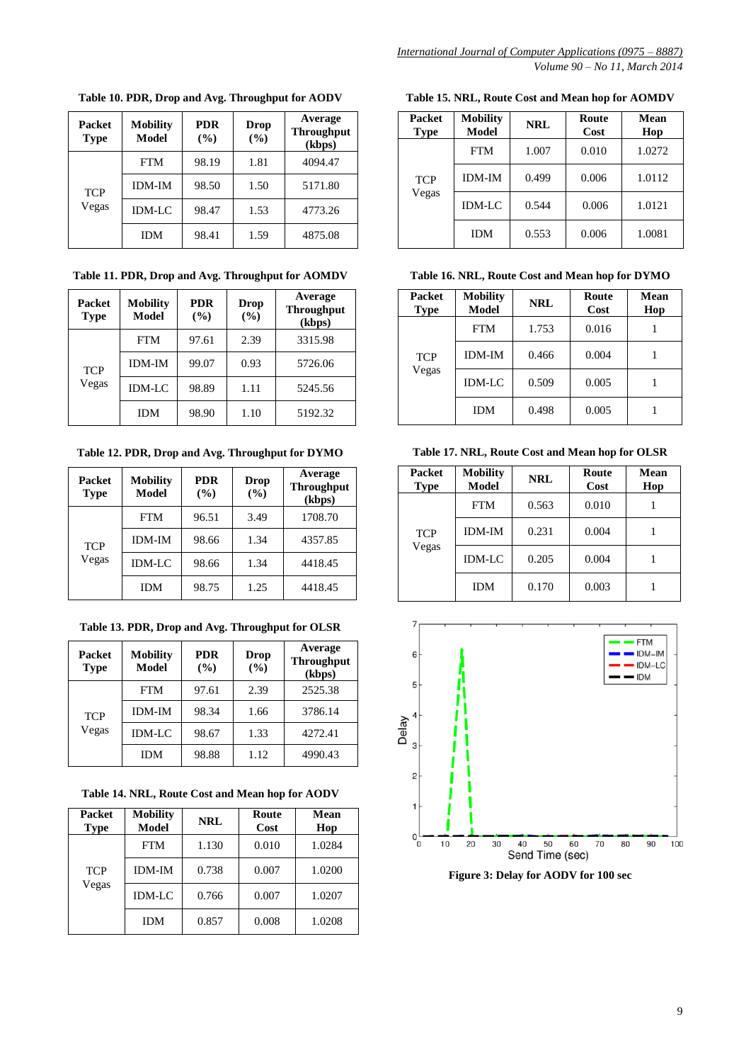**Table 10. PDR, Drop and Avg. Throughput for AODV**

| Packet Type | Mobility Model | PDR (%) | Drop (%) | Average Throughput (kbps) |
|---|---|---|---|---|
| TCP Vegas | FTM | 98.19 | 1.81 | 4094.47 |
| | IDM-IM | 98.50 | 1.50 | 5171.80 |
| | IDM-LC | 98.47 | 1.53 | 4773.26 |
| | IDM | 98.41 | 1.59 | 4875.08 |

**Table 11. PDR, Drop and Avg. Throughput for AOMDV**

| Packet Type | Mobility Model | PDR (%) | Drop (%) | Average Throughput (kbps) |
|---|---|---|---|---|
| TCP Vegas | FTM | 97.61 | 2.39 | 3315.98 |
| | IDM-IM | 99.07 | 0.93 | 5726.06 |
| | IDM-LC | 98.89 | 1.11 | 5245.56 |
| | IDM | 98.90 | 1.10 | 5192.32 |

**Table 12. PDR, Drop and Avg. Throughput for DYMO**

| Packet Type | Mobility Model | PDR (%) | Drop (%) | Average Throughput (kbps) |
|---|---|---|---|---|
| TCP Vegas | FTM | 96.51 | 3.49 | 1708.70 |
| | IDM-IM | 98.66 | 1.34 | 4357.85 |
| | IDM-LC | 98.66 | 1.34 | 4418.45 |
| | IDM | 98.75 | 1.25 | 4418.45 |

**Table 13. PDR, Drop and Avg. Throughput for OLSR**

| Packet Type | Mobility Model | PDR (%) | Drop (%) | Average Throughput (kbps) |
|---|---|---|---|---|
| TCP Vegas | FTM | 97.61 | 2.39 | 2525.38 |
| | IDM-IM | 98.34 | 1.66 | 3786.14 |
| | IDM-LC | 98.67 | 1.33 | 4272.41 |
| | IDM | 98.88 | 1.12 | 4990.43 |

**Table 14. NRL, Route Cost and Mean hop for AODV**

| Packet Type | Mobility Model | NRL | Route Cost | Mean Hop |
|---|---|---|---|---|
| TCP Vegas | FTM | 1.130 | 0.010 | 1.0284 |
| | IDM-IM | 0.738 | 0.007 | 1.0200 |
| | IDM-LC | 0.766 | 0.007 | 1.0207 |
| | IDM | 0.857 | 0.008 | 1.0208 |

**Table 15. NRL, Route Cost and Mean hop for AOMDV**

| Packet Type | Mobility Model | NRL | Route Cost | Mean Hop |
|---|---|---|---|---|
| TCP Vegas | FTM | 1.007 | 0.010 | 1.0272 |
| | IDM-IM | 0.499 | 0.006 | 1.0112 |
| | IDM-LC | 0.544 | 0.006 | 1.0121 |
| | IDM | 0.553 | 0.006 | 1.0081 |

**Table 16. NRL, Route Cost and Mean hop for DYMO**

| Packet Type | Mobility Model | NRL | Route Cost | Mean Hop |
|---|---|---|---|---|
| TCP Vegas | FTM | 1.753 | 0.016 | 1 |
| | IDM-IM | 0.466 | 0.004 | 1 |
| | IDM-LC | 0.509 | 0.005 | 1 |
| | IDM | 0.498 | 0.005 | 1 |

**Table 17. NRL, Route Cost and Mean hop for OLSR**

| Packet Type | Mobility Model | NRL | Route Cost | Mean Hop |
|---|---|---|---|---|
| TCP Vegas | FTM | 0.563 | 0.010 | 1 |
| | IDM-IM | 0.231 | 0.004 | 1 |
| | IDM-LC | 0.205 | 0.004 | 1 |
| | IDM | 0.170 | 0.003 | 1 |

**Figure 3: Delay for AODV for 100 sec**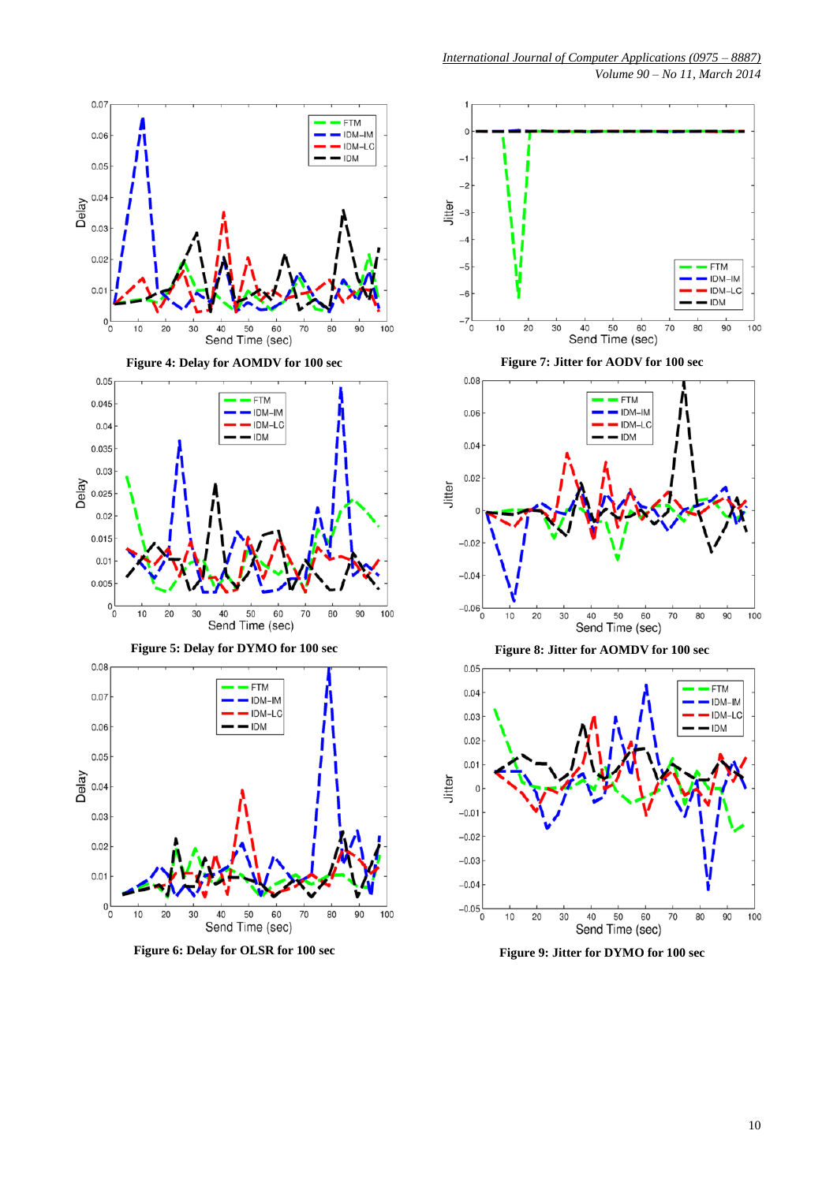Figure 4: Delay for AOMDV for 100 sec

Figure 5: Delay for DYMO for 100 sec

Figure 6: Delay for OLSR for 100 sec

Figure 7: Jitter for AODV for 100 sec

Figure 8: Jitter for AOMDV for 100 sec

Figure 9: Jitter for DYMO for 100 sec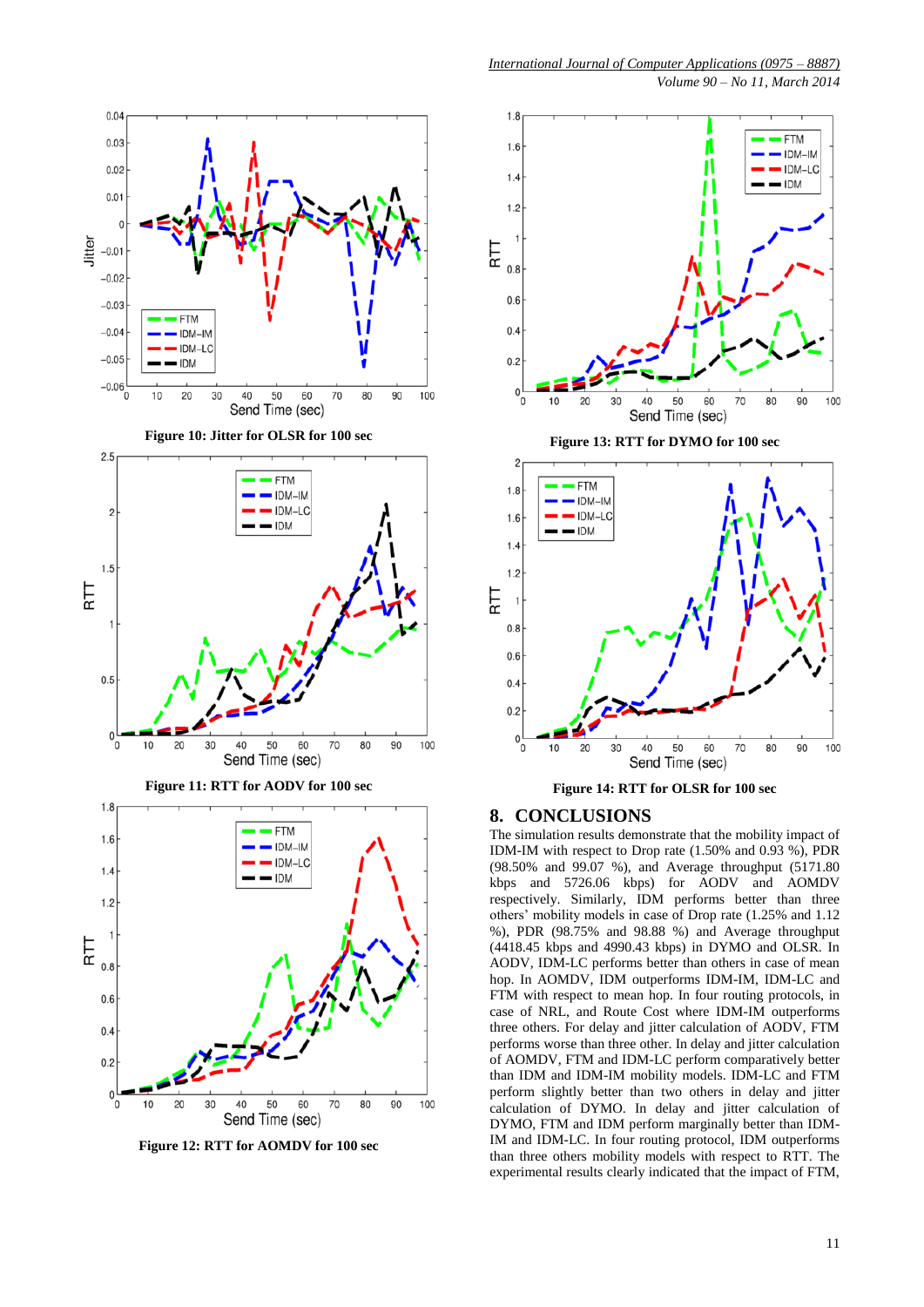Figure 10: Jitter for OLSR for 100 sec

Figure 11: RTT for AODV for 100 sec

Figure 12: RTT for AOMDV for 100 sec

Figure 13: RTT for DYMO for 100 sec

Figure 14: RTT for OLSR for 100 sec

## 8. CONCLUSIONS

The simulation results demonstrate that the mobility impact of IDM-IM with respect to Drop rate (1.50% and 0.93 %), PDR (98.50% and 99.07 %), and Average throughput (5171.80 kbps and 5726.06 kbps) for AODV and AOMDV respectively. Similarly, IDM performs better than three others' mobility models in case of Drop rate (1.25% and 1.12 %), PDR (98.75% and 98.88 %) and Average throughput (4418.45 kbps and 4990.43 kbps) in DYMO and OLSR. In AODV, IDM-LC performs better than others in case of mean hop. In AOMDV, IDM outperforms IDM-IM, IDM-LC and FTM with respect to mean hop. In four routing protocols, in case of NRL, and Route Cost where IDM-IM outperforms three others. For delay and jitter calculation of AODV, FTM performs worse than three other. In delay and jitter calculation of AOMDV, FTM and IDM-LC perform comparatively better than IDM and IDM-IM mobility models. IDM-LC and FTM perform slightly better than two others in delay and jitter calculation of DYMO. In delay and jitter calculation of DYMO, FTM and IDM perform marginally better than IDM-IM and IDM-LC. In four routing protocol, IDM outperforms than three others mobility models with respect to RTT. The experimental results clearly indicated that the impact of FTM,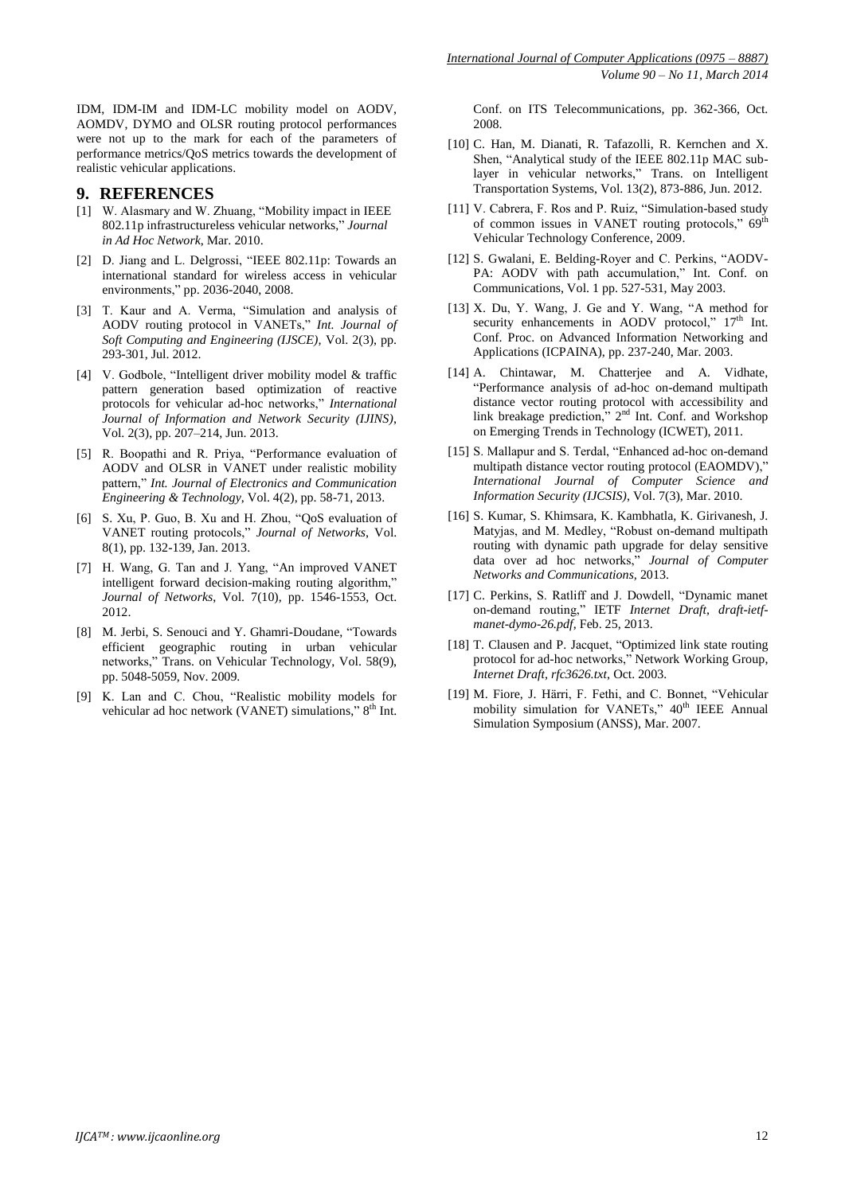IDM, IDM-IM and IDM-LC mobility model on AODV, AOMDV, DYMO and OLSR routing protocol performances were not up to the mark for each of the parameters of performance metrics/QoS metrics towards the development of realistic vehicular applications.

## 9. REFERENCES

[1] W. Alasmary and W. Zhuang, "Mobility impact in IEEE 802.11p infrastructureless vehicular networks," *Journal in Ad Hoc Network*, Mar. 2010.

[2] D. Jiang and L. Delgrossi, "IEEE 802.11p: Towards an international standard for wireless access in vehicular environments," pp. 2036-2040, 2008.

[3] T. Kaur and A. Verma, "Simulation and analysis of AODV routing protocol in VANETs," *Int. Journal of Soft Computing and Engineering (IJSCE)*, Vol. 2(3), pp. 293-301, Jul. 2012.

[4] V. Godbole, "Intelligent driver mobility model & traffic pattern generation based optimization of reactive protocols for vehicular ad-hoc networks," *International Journal of Information and Network Security (IJINS)*, Vol. 2(3), pp. 207–214, Jun. 2013.

[5] R. Boopathi and R. Priya, "Performance evaluation of AODV and OLSR in VANET under realistic mobility pattern," *Int. Journal of Electronics and Communication Engineering & Technology*, Vol. 4(2), pp. 58-71, 2013.

[6] S. Xu, P. Guo, B. Xu and H. Zhou, "QoS evaluation of VANET routing protocols," *Journal of Networks*, Vol. 8(1), pp. 132-139, Jan. 2013.

[7] H. Wang, G. Tan and J. Yang, "An improved VANET intelligent forward decision-making routing algorithm," *Journal of Networks*, Vol. 7(10), pp. 1546-1553, Oct. 2012.

[8] M. Jerbi, S. Senouci and Y. Ghamri-Doudane, "Towards efficient geographic routing in urban vehicular networks," Trans. on Vehicular Technology, Vol. 58(9), pp. 5048-5059, Nov. 2009.

[9] K. Lan and C. Chou, "Realistic mobility models for vehicular ad hoc network (VANET) simulations," 8th Int. Conf. on ITS Telecommunications, pp. 362-366, Oct. 2008.

[10] C. Han, M. Dianati, R. Tafazolli, R. Kernchen and X. Shen, "Analytical study of the IEEE 802.11p MAC sub-layer in vehicular networks," Trans. on Intelligent Transportation Systems, Vol. 13(2), 873-886, Jun. 2012.

[11] V. Cabrera, F. Ros and P. Ruiz, "Simulation-based study of common issues in VANET routing protocols," 69th Vehicular Technology Conference, 2009.

[12] S. Gwalani, E. Belding-Royer and C. Perkins, "AODV-PA: AODV with path accumulation," Int. Conf. on Communications, Vol. 1 pp. 527-531, May 2003.

[13] X. Du, Y. Wang, J. Ge and Y. Wang, "A method for security enhancements in AODV protocol," 17th Int. Conf. Proc. on Advanced Information Networking and Applications (ICPAINA), pp. 237-240, Mar. 2003.

[14] A. Chintawar, M. Chatterjee and A. Vidhate, "Performance analysis of ad-hoc on-demand multipath distance vector routing protocol with accessibility and link breakage prediction," 2nd Int. Conf. and Workshop on Emerging Trends in Technology (ICWET), 2011.

[15] S. Mallapur and S. Terdal, "Enhanced ad-hoc on-demand multipath distance vector routing protocol (EAOMDV)," *International Journal of Computer Science and Information Security (IJCSIS)*, Vol. 7(3), Mar. 2010.

[16] S. Kumar, S. Khimsara, K. Kambhatla, K. Girivanesh, J. Matyjas, and M. Medley, "Robust on-demand multipath routing with dynamic path upgrade for delay sensitive data over ad hoc networks," *Journal of Computer Networks and Communications*, 2013.

[17] C. Perkins, S. Ratliff and J. Dowdell, "Dynamic manet on-demand routing," IETF *Internet Draft*, *draft-ietf-manet-dymo-26.pdf*, Feb. 25, 2013.

[18] T. Clausen and P. Jacquet, "Optimized link state routing protocol for ad-hoc networks," Network Working Group, *Internet Draft*, *rfc3626.txt*, Oct. 2003.

[19] M. Fiore, J. Härri, F. Fethi, and C. Bonnet, "Vehicular mobility simulation for VANETs," 40th IEEE Annual Simulation Symposium (ANSS), Mar. 2007.